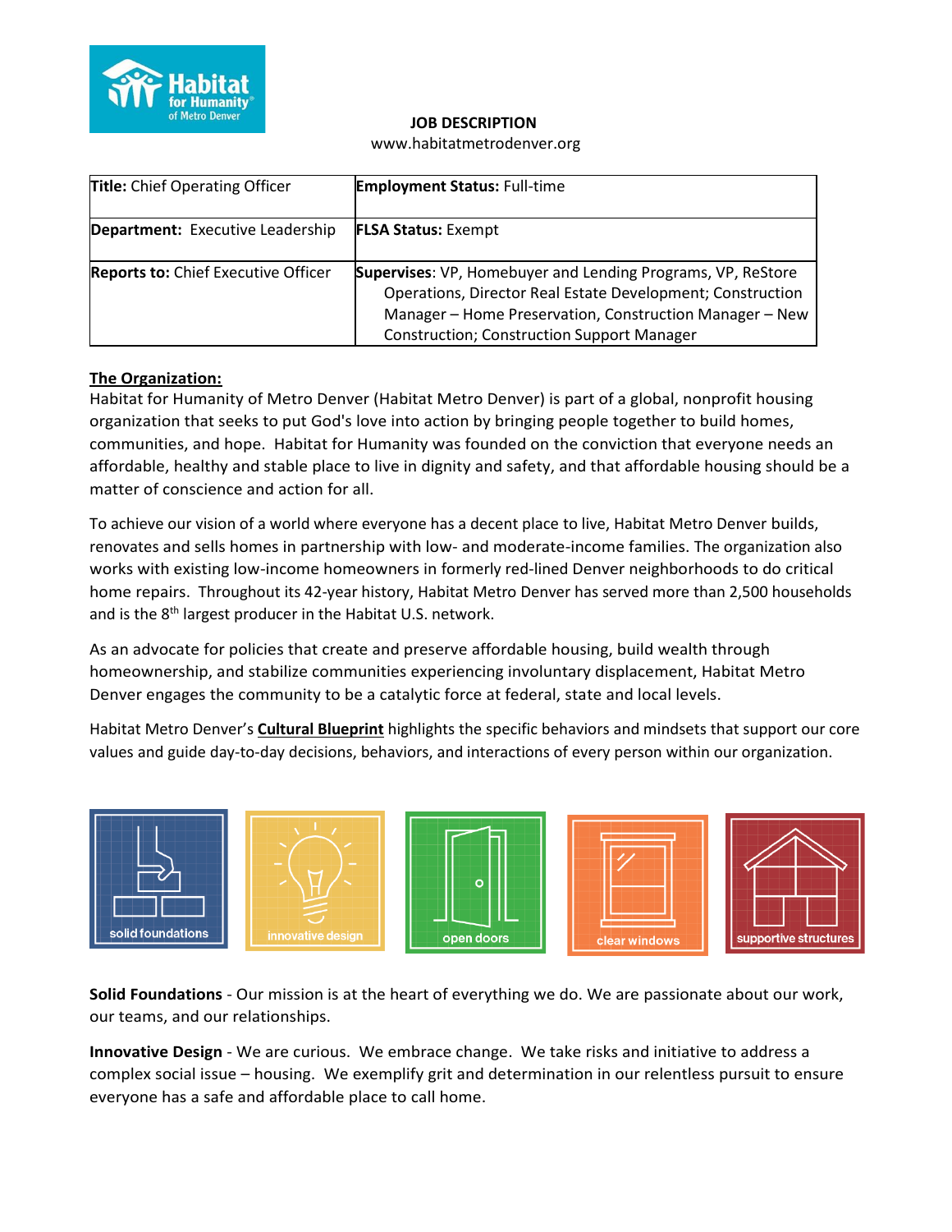**JOB DESCRIPTION**

www.habitatmetrodenver.org

| **Title:** Chief Operating Officer | **Employment Status:** Full-time |
| --- | --- |
| **Department:** Executive Leadership | **FLSA Status:** Exempt |
| **Reports to:** Chief Executive Officer | **Supervises**: VP, Homebuyer and Lending Programs, VP, ReStore Operations, Director Real Estate Development; Construction Manager – Home Preservation, Construction Manager – New Construction; Construction Support Manager |

## The Organization:

Habitat for Humanity of Metro Denver (Habitat Metro Denver) is part of a global, nonprofit housing organization that seeks to put God's love into action by bringing people together to build homes, communities, and hope. Habitat for Humanity was founded on the conviction that everyone needs an affordable, healthy and stable place to live in dignity and safety, and that affordable housing should be a matter of conscience and action for all.

To achieve our vision of a world where everyone has a decent place to live, Habitat Metro Denver builds, renovates and sells homes in partnership with low- and moderate-income families. The organization also works with existing low-income homeowners in formerly red-lined Denver neighborhoods to do critical home repairs. Throughout its 42-year history, Habitat Metro Denver has served more than 2,500 households and is the 8th largest producer in the Habitat U.S. network.

As an advocate for policies that create and preserve affordable housing, build wealth through homeownership, and stabilize communities experiencing involuntary displacement, Habitat Metro Denver engages the community to be a catalytic force at federal, state and local levels.

Habitat Metro Denver's **Cultural Blueprint** highlights the specific behaviors and mindsets that support our core values and guide day-to-day decisions, behaviors, and interactions of every person within our organization.

solid foundations | innovative design | open doors | clear windows | supportive structures

**Solid Foundations** - Our mission is at the heart of everything we do. We are passionate about our work, our teams, and our relationships.

**Innovative Design** - We are curious. We embrace change. We take risks and initiative to address a complex social issue – housing. We exemplify grit and determination in our relentless pursuit to ensure everyone has a safe and affordable place to call home.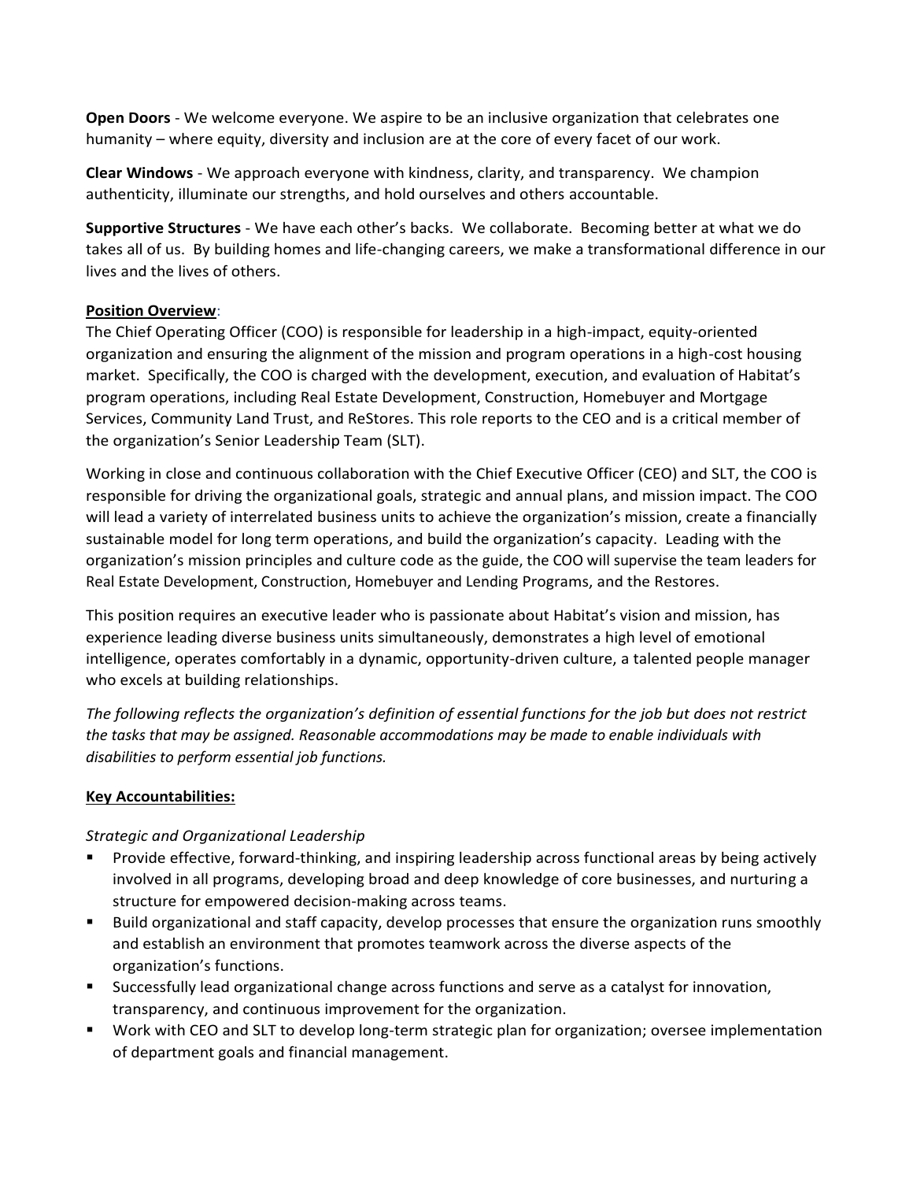**Open Doors** - We welcome everyone. We aspire to be an inclusive organization that celebrates one humanity – where equity, diversity and inclusion are at the core of every facet of our work.

**Clear Windows** - We approach everyone with kindness, clarity, and transparency. We champion authenticity, illuminate our strengths, and hold ourselves and others accountable.

**Supportive Structures** - We have each other's backs. We collaborate. Becoming better at what we do takes all of us. By building homes and life-changing careers, we make a transformational difference in our lives and the lives of others.

**Position Overview**:

The Chief Operating Officer (COO) is responsible for leadership in a high-impact, equity-oriented organization and ensuring the alignment of the mission and program operations in a high-cost housing market. Specifically, the COO is charged with the development, execution, and evaluation of Habitat's program operations, including Real Estate Development, Construction, Homebuyer and Mortgage Services, Community Land Trust, and ReStores. This role reports to the CEO and is a critical member of the organization's Senior Leadership Team (SLT).

Working in close and continuous collaboration with the Chief Executive Officer (CEO) and SLT, the COO is responsible for driving the organizational goals, strategic and annual plans, and mission impact. The COO will lead a variety of interrelated business units to achieve the organization's mission, create a financially sustainable model for long term operations, and build the organization's capacity. Leading with the organization's mission principles and culture code as the guide, the COO will supervise the team leaders for Real Estate Development, Construction, Homebuyer and Lending Programs, and the Restores.

This position requires an executive leader who is passionate about Habitat's vision and mission, has experience leading diverse business units simultaneously, demonstrates a high level of emotional intelligence, operates comfortably in a dynamic, opportunity-driven culture, a talented people manager who excels at building relationships.

*The following reflects the organization's definition of essential functions for the job but does not restrict the tasks that may be assigned. Reasonable accommodations may be made to enable individuals with disabilities to perform essential job functions.*

**Key Accountabilities:**

*Strategic and Organizational Leadership*

- Provide effective, forward-thinking, and inspiring leadership across functional areas by being actively involved in all programs, developing broad and deep knowledge of core businesses, and nurturing a structure for empowered decision-making across teams.
- Build organizational and staff capacity, develop processes that ensure the organization runs smoothly and establish an environment that promotes teamwork across the diverse aspects of the organization's functions.
- Successfully lead organizational change across functions and serve as a catalyst for innovation, transparency, and continuous improvement for the organization.
- Work with CEO and SLT to develop long-term strategic plan for organization; oversee implementation of department goals and financial management.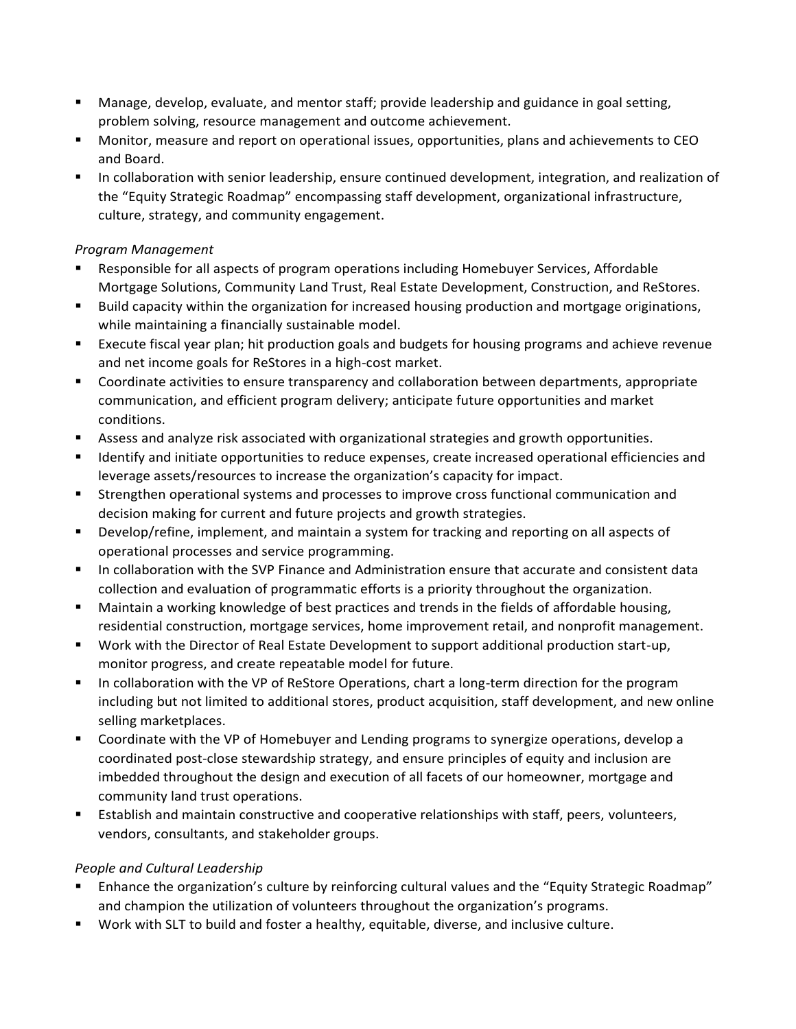- Manage, develop, evaluate, and mentor staff; provide leadership and guidance in goal setting, problem solving, resource management and outcome achievement.
- Monitor, measure and report on operational issues, opportunities, plans and achievements to CEO and Board.
- In collaboration with senior leadership, ensure continued development, integration, and realization of the "Equity Strategic Roadmap" encompassing staff development, organizational infrastructure, culture, strategy, and community engagement.

*Program Management*

- Responsible for all aspects of program operations including Homebuyer Services, Affordable Mortgage Solutions, Community Land Trust, Real Estate Development, Construction, and ReStores.
- Build capacity within the organization for increased housing production and mortgage originations, while maintaining a financially sustainable model.
- Execute fiscal year plan; hit production goals and budgets for housing programs and achieve revenue and net income goals for ReStores in a high-cost market.
- Coordinate activities to ensure transparency and collaboration between departments, appropriate communication, and efficient program delivery; anticipate future opportunities and market conditions.
- Assess and analyze risk associated with organizational strategies and growth opportunities.
- Identify and initiate opportunities to reduce expenses, create increased operational efficiencies and leverage assets/resources to increase the organization's capacity for impact.
- Strengthen operational systems and processes to improve cross functional communication and decision making for current and future projects and growth strategies.
- Develop/refine, implement, and maintain a system for tracking and reporting on all aspects of operational processes and service programming.
- In collaboration with the SVP Finance and Administration ensure that accurate and consistent data collection and evaluation of programmatic efforts is a priority throughout the organization.
- Maintain a working knowledge of best practices and trends in the fields of affordable housing, residential construction, mortgage services, home improvement retail, and nonprofit management.
- Work with the Director of Real Estate Development to support additional production start-up, monitor progress, and create repeatable model for future.
- In collaboration with the VP of ReStore Operations, chart a long-term direction for the program including but not limited to additional stores, product acquisition, staff development, and new online selling marketplaces.
- Coordinate with the VP of Homebuyer and Lending programs to synergize operations, develop a coordinated post-close stewardship strategy, and ensure principles of equity and inclusion are imbedded throughout the design and execution of all facets of our homeowner, mortgage and community land trust operations.
- Establish and maintain constructive and cooperative relationships with staff, peers, volunteers, vendors, consultants, and stakeholder groups.

*People and Cultural Leadership*

- Enhance the organization's culture by reinforcing cultural values and the "Equity Strategic Roadmap" and champion the utilization of volunteers throughout the organization's programs.
- Work with SLT to build and foster a healthy, equitable, diverse, and inclusive culture.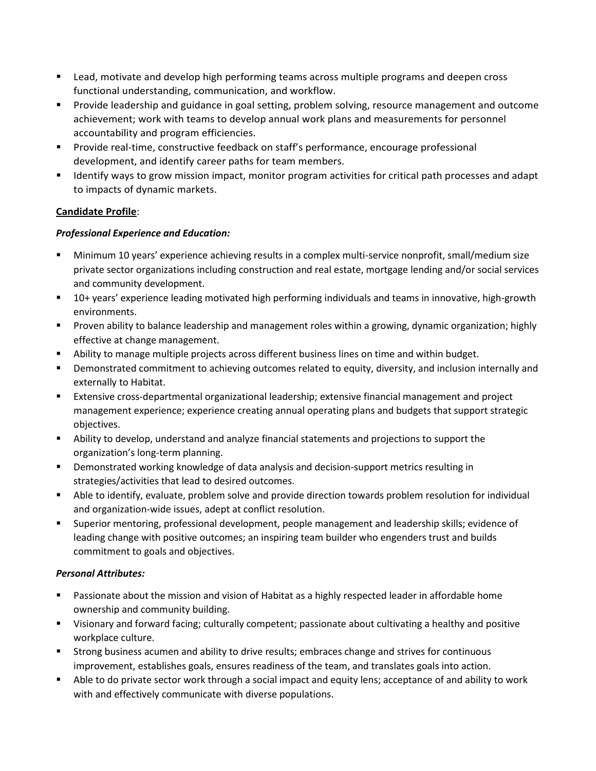- Lead, motivate and develop high performing teams across multiple programs and deepen cross functional understanding, communication, and workflow.
- Provide leadership and guidance in goal setting, problem solving, resource management and outcome achievement; work with teams to develop annual work plans and measurements for personnel accountability and program efficiencies.
- Provide real-time, constructive feedback on staff's performance, encourage professional development, and identify career paths for team members.
- Identify ways to grow mission impact, monitor program activities for critical path processes and adapt to impacts of dynamic markets.

**Candidate Profile**:

***Professional Experience and Education:***

- Minimum 10 years' experience achieving results in a complex multi-service nonprofit, small/medium size private sector organizations including construction and real estate, mortgage lending and/or social services and community development.
- 10+ years' experience leading motivated high performing individuals and teams in innovative, high-growth environments.
- Proven ability to balance leadership and management roles within a growing, dynamic organization; highly effective at change management.
- Ability to manage multiple projects across different business lines on time and within budget.
- Demonstrated commitment to achieving outcomes related to equity, diversity, and inclusion internally and externally to Habitat.
- Extensive cross-departmental organizational leadership; extensive financial management and project management experience; experience creating annual operating plans and budgets that support strategic objectives.
- Ability to develop, understand and analyze financial statements and projections to support the organization's long-term planning.
- Demonstrated working knowledge of data analysis and decision-support metrics resulting in strategies/activities that lead to desired outcomes.
- Able to identify, evaluate, problem solve and provide direction towards problem resolution for individual and organization-wide issues, adept at conflict resolution.
- Superior mentoring, professional development, people management and leadership skills; evidence of leading change with positive outcomes; an inspiring team builder who engenders trust and builds commitment to goals and objectives.

***Personal Attributes:***

- Passionate about the mission and vision of Habitat as a highly respected leader in affordable home ownership and community building.
- Visionary and forward facing; culturally competent; passionate about cultivating a healthy and positive workplace culture.
- Strong business acumen and ability to drive results; embraces change and strives for continuous improvement, establishes goals, ensures readiness of the team, and translates goals into action.
- Able to do private sector work through a social impact and equity lens; acceptance of and ability to work with and effectively communicate with diverse populations.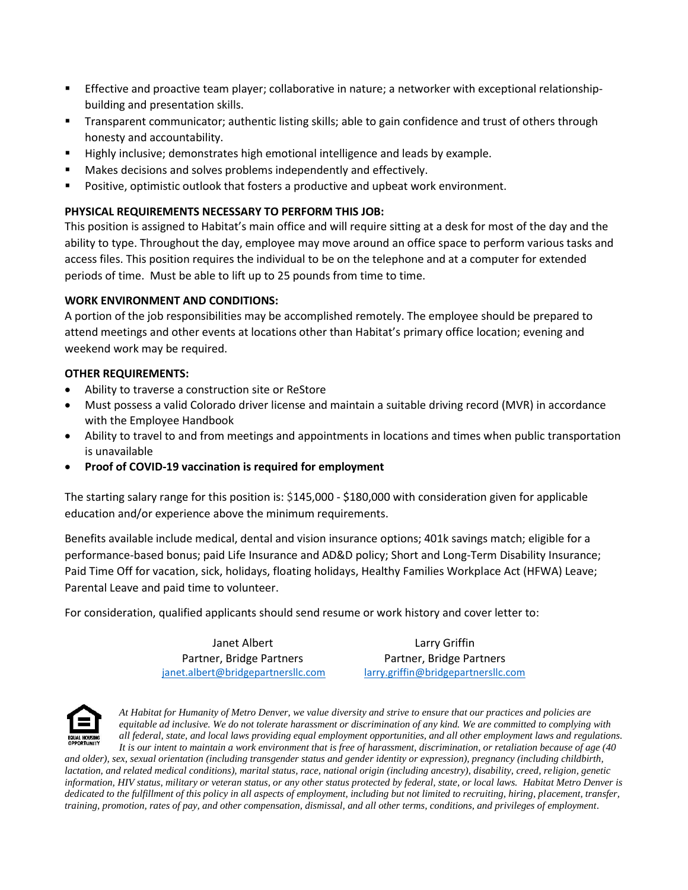- Effective and proactive team player; collaborative in nature; a networker with exceptional relationship-building and presentation skills.
- Transparent communicator; authentic listing skills; able to gain confidence and trust of others through honesty and accountability.
- Highly inclusive; demonstrates high emotional intelligence and leads by example.
- Makes decisions and solves problems independently and effectively.
- Positive, optimistic outlook that fosters a productive and upbeat work environment.

**PHYSICAL REQUIREMENTS NECESSARY TO PERFORM THIS JOB:**

This position is assigned to Habitat's main office and will require sitting at a desk for most of the day and the ability to type. Throughout the day, employee may move around an office space to perform various tasks and access files. This position requires the individual to be on the telephone and at a computer for extended periods of time. Must be able to lift up to 25 pounds from time to time.

**WORK ENVIRONMENT AND CONDITIONS:**

A portion of the job responsibilities may be accomplished remotely. The employee should be prepared to attend meetings and other events at locations other than Habitat's primary office location; evening and weekend work may be required.

**OTHER REQUIREMENTS:**

- Ability to traverse a construction site or ReStore
- Must possess a valid Colorado driver license and maintain a suitable driving record (MVR) in accordance with the Employee Handbook
- Ability to travel to and from meetings and appointments in locations and times when public transportation is unavailable
- **Proof of COVID-19 vaccination is required for employment**

The starting salary range for this position is: $145,000 - $180,000 with consideration given for applicable education and/or experience above the minimum requirements.

Benefits available include medical, dental and vision insurance options; 401k savings match; eligible for a performance-based bonus; paid Life Insurance and AD&D policy; Short and Long-Term Disability Insurance; Paid Time Off for vacation, sick, holidays, floating holidays, Healthy Families Workplace Act (HFWA) Leave; Parental Leave and paid time to volunteer.

For consideration, qualified applicants should send resume or work history and cover letter to:

Janet Albert
Partner, Bridge Partners
janet.albert@bridgepartnersllc.com

Larry Griffin
Partner, Bridge Partners
larry.griffin@bridgepartnersllc.com

EQUAL HOUSING OPPORTUNITY

*At Habitat for Humanity of Metro Denver, we value diversity and strive to ensure that our practices and policies are equitable ad inclusive. We do not tolerate harassment or discrimination of any kind. We are committed to complying with all federal, state, and local laws providing equal employment opportunities, and all other employment laws and regulations. It is our intent to maintain a work environment that is free of harassment, discrimination, or retaliation because of age (40 and older), sex, sexual orientation (including transgender status and gender identity or expression), pregnancy (including childbirth, lactation, and related medical conditions), marital status, race, national origin (including ancestry), disability, creed, religion, genetic information, HIV status, military or veteran status, or any other status protected by federal, state, or local laws. Habitat Metro Denver is dedicated to the fulfillment of this policy in all aspects of employment, including but not limited to recruiting, hiring, placement, transfer, training, promotion, rates of pay, and other compensation, dismissal, and all other terms, conditions, and privileges of employment.*